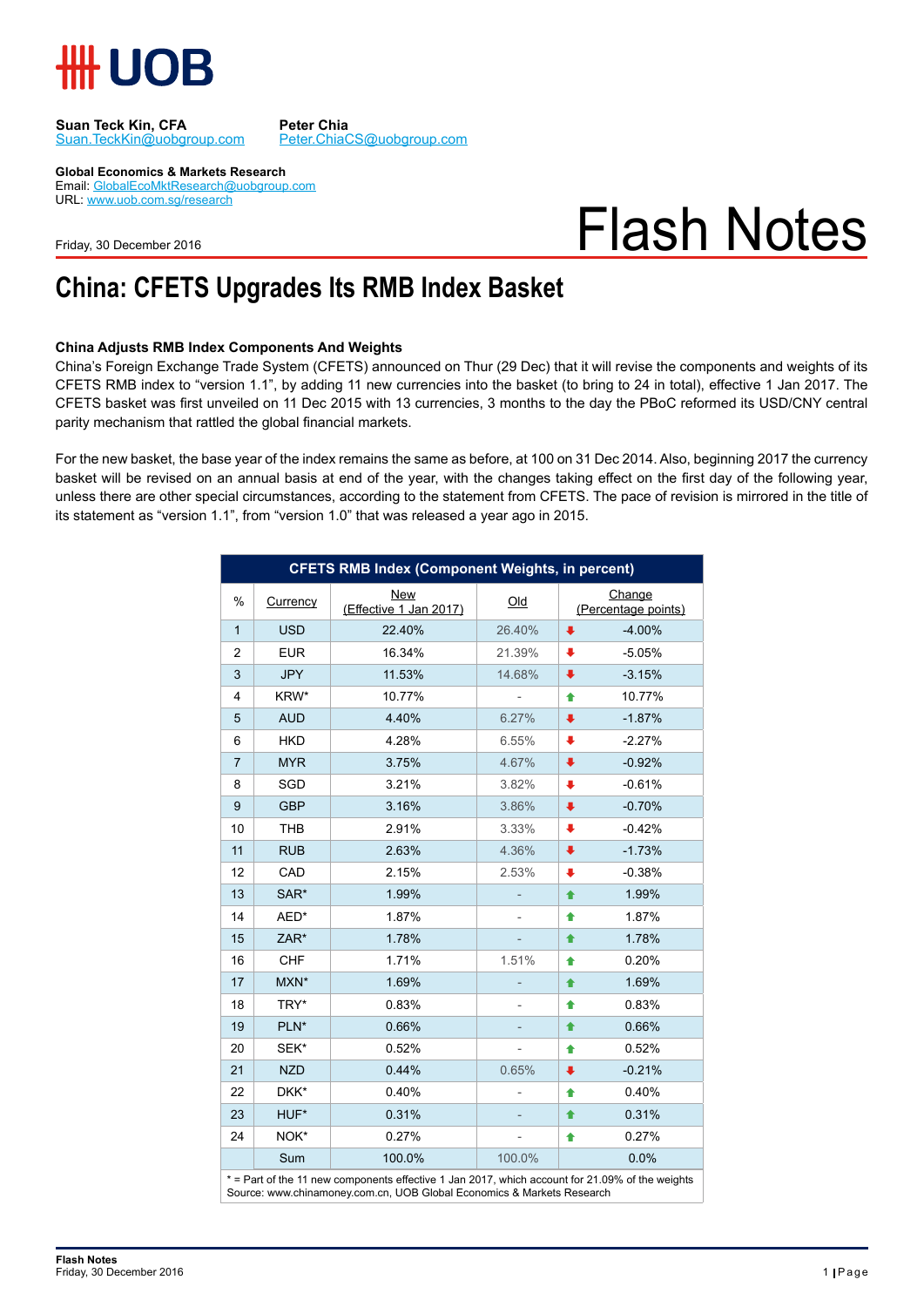Suan Teck Kin, CFA
Suan.TeckKin@uobgroup.com

Peter Chia
Peter.ChiaCS@uobgroup.com

**Global Economics & Markets Research**
Email: GlobalEcoMktResearch@uobgroup.com
URL: www.uob.com.sg/research

Friday, 30 December 2016

# Flash Notes

# China: CFETS Upgrades Its RMB Index Basket

### China Adjusts RMB Index Components And Weights

China's Foreign Exchange Trade System (CFETS) announced on Thur (29 Dec) that it will revise the components and weights of its CFETS RMB index to "version 1.1", by adding 11 new currencies into the basket (to bring to 24 in total), effective 1 Jan 2017. The CFETS basket was first unveiled on 11 Dec 2015 with 13 currencies, 3 months to the day the PBoC reformed its USD/CNY central parity mechanism that rattled the global financial markets.

For the new basket, the base year of the index remains the same as before, at 100 on 31 Dec 2014. Also, beginning 2017 the currency basket will be revised on an annual basis at end of the year, with the changes taking effect on the first day of the following year, unless there are other special circumstances, according to the statement from CFETS. The pace of revision is mirrored in the title of its statement as "version 1.1", from "version 1.0" that was released a year ago in 2015.

**CFETS RMB Index (Component Weights, in percent)**

| % | Currency | New (Effective 1 Jan 2017) | Old | Change (Percentage points) |
|---|---|---|---|---|
| 1 | USD | 22.40% | 26.40% | -4.00% |
| 2 | EUR | 16.34% | 21.39% | -5.05% |
| 3 | JPY | 11.53% | 14.68% | -3.15% |
| 4 | KRW* | 10.77% | - | 10.77% |
| 5 | AUD | 4.40% | 6.27% | -1.87% |
| 6 | HKD | 4.28% | 6.55% | -2.27% |
| 7 | MYR | 3.75% | 4.67% | -0.92% |
| 8 | SGD | 3.21% | 3.82% | -0.61% |
| 9 | GBP | 3.16% | 3.86% | -0.70% |
| 10 | THB | 2.91% | 3.33% | -0.42% |
| 11 | RUB | 2.63% | 4.36% | -1.73% |
| 12 | CAD | 2.15% | 2.53% | -0.38% |
| 13 | SAR* | 1.99% | - | 1.99% |
| 14 | AED* | 1.87% | - | 1.87% |
| 15 | ZAR* | 1.78% | - | 1.78% |
| 16 | CHF | 1.71% | 1.51% | 0.20% |
| 17 | MXN* | 1.69% | - | 1.69% |
| 18 | TRY* | 0.83% | - | 0.83% |
| 19 | PLN* | 0.66% | - | 0.66% |
| 20 | SEK* | 0.52% | - | 0.52% |
| 21 | NZD | 0.44% | 0.65% | -0.21% |
| 22 | DKK* | 0.40% | - | 0.40% |
| 23 | HUF* | 0.31% | - | 0.31% |
| 24 | NOK* | 0.27% | - | 0.27% |
| | Sum | 100.0% | 100.0% | 0.0% |

* = Part of the 11 new components effective 1 Jan 2017, which account for 21.09% of the weights
Source: www.chinamoney.com.cn, UOB Global Economics & Markets Research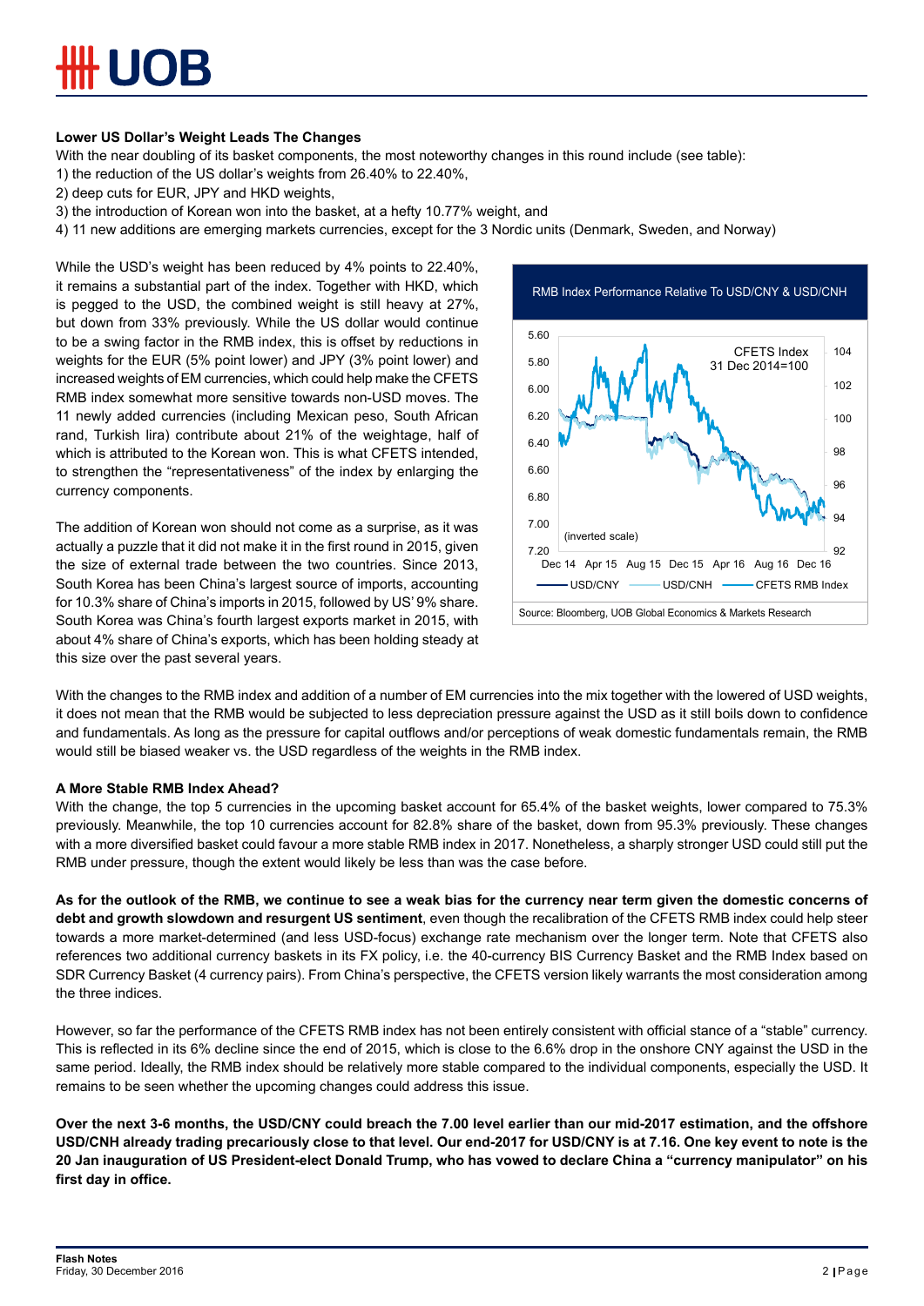**Lower US Dollar's Weight Leads The Changes**

With the near doubling of its basket components, the most noteworthy changes in this round include (see table):

1) the reduction of the US dollar's weights from 26.40% to 22.40%,
2) deep cuts for EUR, JPY and HKD weights,
3) the introduction of Korean won into the basket, at a hefty 10.77% weight, and
4) 11 new additions are emerging markets currencies, except for the 3 Nordic units (Denmark, Sweden, and Norway)

While the USD's weight has been reduced by 4% points to 22.40%, it remains a substantial part of the index. Together with HKD, which is pegged to the USD, the combined weight is still heavy at 27%, but down from 33% previously. While the US dollar would continue to be a swing factor in the RMB index, this is offset by reductions in weights for the EUR (5% point lower) and JPY (3% point lower) and increased weights of EM currencies, which could help make the CFETS RMB index somewhat more sensitive towards non-USD moves. The 11 newly added currencies (including Mexican peso, South African rand, Turkish lira) contribute about 21% of the weightage, half of which is attributed to the Korean won. This is what CFETS intended, to strengthen the "representativeness" of the index by enlarging the currency components.

The addition of Korean won should not come as a surprise, as it was actually a puzzle that it did not make it in the first round in 2015, given the size of external trade between the two countries. Since 2013, South Korea has been China's largest source of imports, accounting for 10.3% share of China's imports in 2015, followed by US' 9% share. South Korea was China's fourth largest exports market in 2015, with about 4% share of China's exports, which has been holding steady at this size over the past several years.

RMB Index Performance Relative To USD/CNY & USD/CNH

Source: Bloomberg, UOB Global Economics & Markets Research

With the changes to the RMB index and addition of a number of EM currencies into the mix together with the lowered of USD weights, it does not mean that the RMB would be subjected to less depreciation pressure against the USD as it still boils down to confidence and fundamentals. As long as the pressure for capital outflows and/or perceptions of weak domestic fundamentals remain, the RMB would still be biased weaker vs. the USD regardless of the weights in the RMB index.

**A More Stable RMB Index Ahead?**

With the change, the top 5 currencies in the upcoming basket account for 65.4% of the basket weights, lower compared to 75.3% previously. Meanwhile, the top 10 currencies account for 82.8% share of the basket, down from 95.3% previously. These changes with a more diversified basket could favour a more stable RMB index in 2017. Nonetheless, a sharply stronger USD could still put the RMB under pressure, though the extent would likely be less than was the case before.

**As for the outlook of the RMB, we continue to see a weak bias for the currency near term given the domestic concerns of debt and growth slowdown and resurgent US sentiment**, even though the recalibration of the CFETS RMB index could help steer towards a more market-determined (and less USD-focus) exchange rate mechanism over the longer term. Note that CFETS also references two additional currency baskets in its FX policy, i.e. the 40-currency BIS Currency Basket and the RMB Index based on SDR Currency Basket (4 currency pairs). From China's perspective, the CFETS version likely warrants the most consideration among the three indices.

However, so far the performance of the CFETS RMB index has not been entirely consistent with official stance of a "stable" currency. This is reflected in its 6% decline since the end of 2015, which is close to the 6.6% drop in the onshore CNY against the USD in the same period. Ideally, the RMB index should be relatively more stable compared to the individual components, especially the USD. It remains to be seen whether the upcoming changes could address this issue.

**Over the next 3-6 months, the USD/CNY could breach the 7.00 level earlier than our mid-2017 estimation, and the offshore USD/CNH already trading precariously close to that level. Our end-2017 for USD/CNY is at 7.16. One key event to note is the 20 Jan inauguration of US President-elect Donald Trump, who has vowed to declare China a "currency manipulator" on his first day in office.**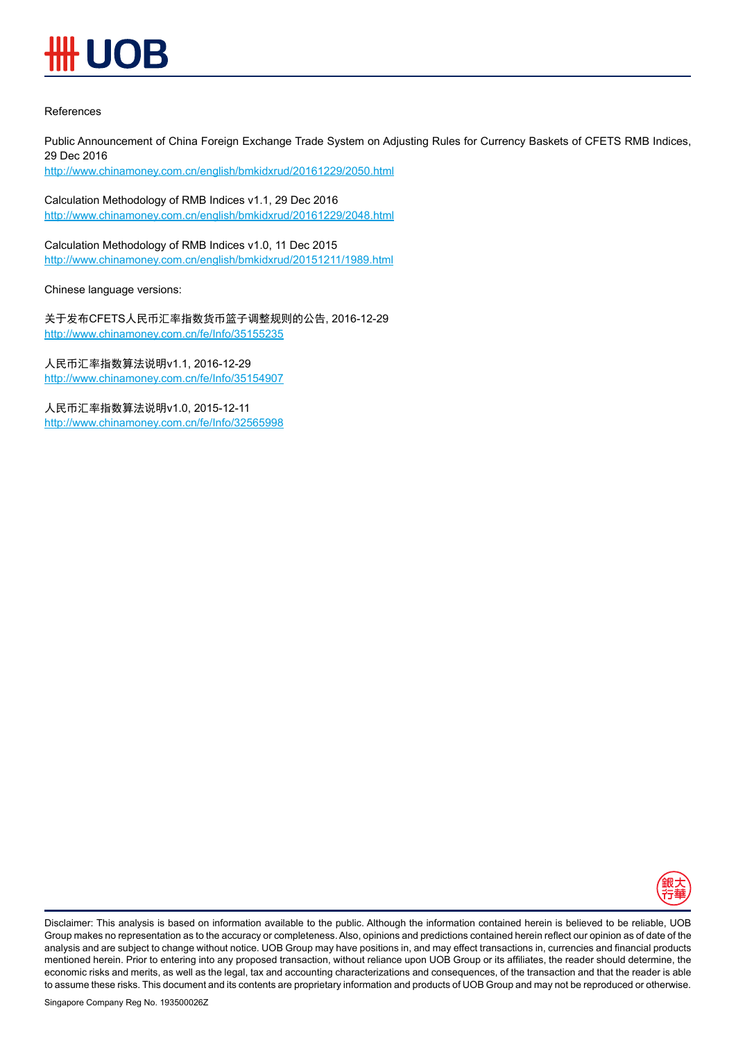References

Public Announcement of China Foreign Exchange Trade System on Adjusting Rules for Currency Baskets of CFETS RMB Indices, 29 Dec 2016
http://www.chinamoney.com.cn/english/bmkidxrud/20161229/2050.html

Calculation Methodology of RMB Indices v1.1, 29 Dec 2016
http://www.chinamoney.com.cn/english/bmkidxrud/20161229/2048.html

Calculation Methodology of RMB Indices v1.0, 11 Dec 2015
http://www.chinamoney.com.cn/english/bmkidxrud/20151211/1989.html

Chinese language versions:

关于发布CFETS人民币汇率指数货币篮子调整规则的公告, 2016-12-29
http://www.chinamoney.com.cn/fe/Info/35155235

人民币汇率指数算法说明v1.1, 2016-12-29
http://www.chinamoney.com.cn/fe/Info/35154907

人民币汇率指数算法说明v1.0, 2015-12-11
http://www.chinamoney.com.cn/fe/Info/32565998

Disclaimer: This analysis is based on information available to the public. Although the information contained herein is believed to be reliable, UOB Group makes no representation as to the accuracy or completeness. Also, opinions and predictions contained herein reflect our opinion as of date of the analysis and are subject to change without notice. UOB Group may have positions in, and may effect transactions in, currencies and financial products mentioned herein. Prior to entering into any proposed transaction, without reliance upon UOB Group or its affiliates, the reader should determine, the economic risks and merits, as well as the legal, tax and accounting characterizations and consequences, of the transaction and that the reader is able to assume these risks. This document and its contents are proprietary information and products of UOB Group and may not be reproduced or otherwise.

Singapore Company Reg No. 193500026Z